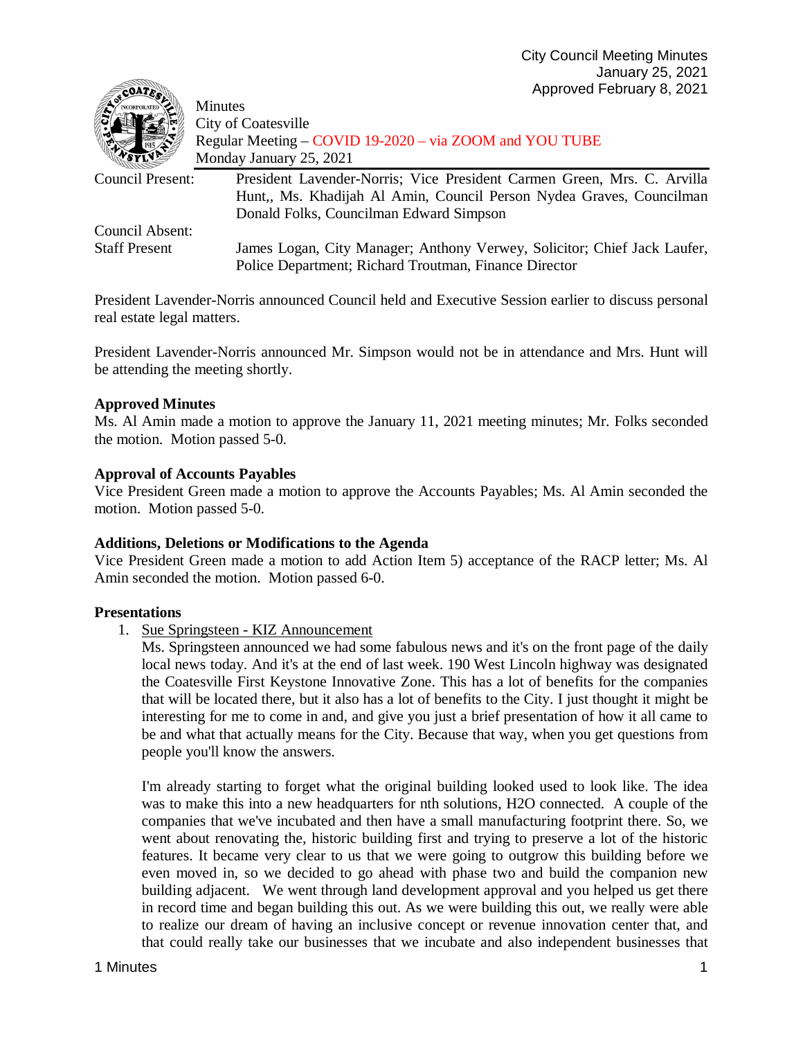City Council Meeting Minutes
January 25, 2021
Approved February 8, 2021

Minutes
City of Coatesville
Regular Meeting – COVID 19-2020 – via ZOOM and YOU TUBE
Monday January 25, 2021

Council Present: President Lavender-Norris; Vice President Carmen Green, Mrs. C. Arvilla Hunt,, Ms. Khadijah Al Amin, Council Person Nydea Graves, Councilman Donald Folks, Councilman Edward Simpson

Council Absent:

Staff Present James Logan, City Manager; Anthony Verwey, Solicitor; Chief Jack Laufer, Police Department; Richard Troutman, Finance Director

President Lavender-Norris announced Council held and Executive Session earlier to discuss personal real estate legal matters.

President Lavender-Norris announced Mr. Simpson would not be in attendance and Mrs. Hunt will be attending the meeting shortly.

**Approved Minutes**

Ms. Al Amin made a motion to approve the January 11, 2021 meeting minutes; Mr. Folks seconded the motion. Motion passed 5-0.

**Approval of Accounts Payables**

Vice President Green made a motion to approve the Accounts Payables; Ms. Al Amin seconded the motion. Motion passed 5-0.

**Additions, Deletions or Modifications to the Agenda**

Vice President Green made a motion to add Action Item 5) acceptance of the RACP letter; Ms. Al Amin seconded the motion. Motion passed 6-0.

**Presentations**

1. Sue Springsteen - KIZ Announcement

   Ms. Springsteen announced we had some fabulous news and it's on the front page of the daily local news today. And it's at the end of last week. 190 West Lincoln highway was designated the Coatesville First Keystone Innovative Zone. This has a lot of benefits for the companies that will be located there, but it also has a lot of benefits to the City. I just thought it might be interesting for me to come in and, and give you just a brief presentation of how it all came to be and what that actually means for the City. Because that way, when you get questions from people you'll know the answers.

   I'm already starting to forget what the original building looked used to look like. The idea was to make this into a new headquarters for nth solutions, H2O connected. A couple of the companies that we've incubated and then have a small manufacturing footprint there. So, we went about renovating the, historic building first and trying to preserve a lot of the historic features. It became very clear to us that we were going to outgrow this building before we even moved in, so we decided to go ahead with phase two and build the companion new building adjacent. We went through land development approval and you helped us get there in record time and began building this out. As we were building this out, we really were able to realize our dream of having an inclusive concept or revenue innovation center that, and that could really take our businesses that we incubate and also independent businesses that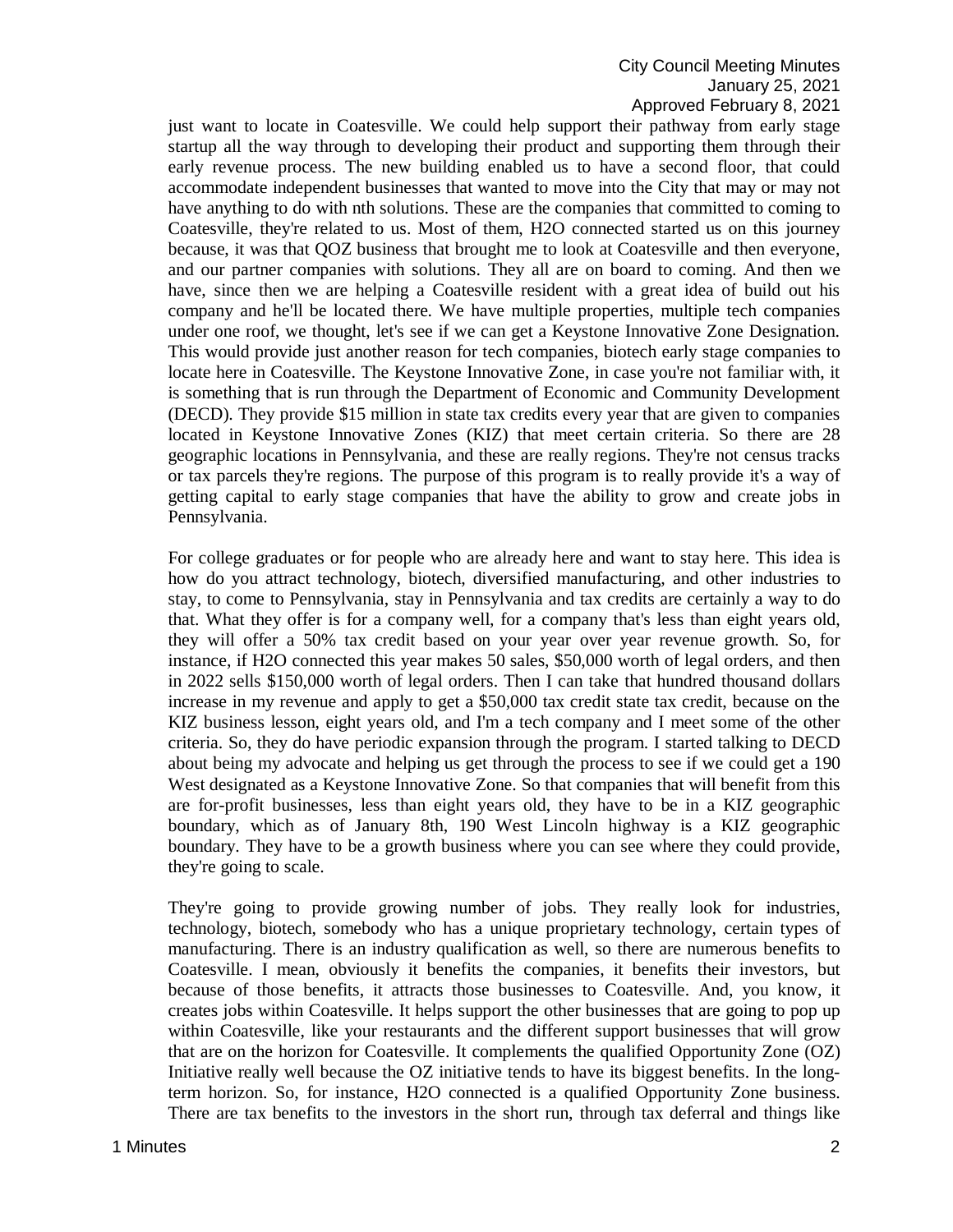just want to locate in Coatesville. We could help support their pathway from early stage startup all the way through to developing their product and supporting them through their early revenue process. The new building enabled us to have a second floor, that could accommodate independent businesses that wanted to move into the City that may or may not have anything to do with nth solutions. These are the companies that committed to coming to Coatesville, they're related to us. Most of them, H2O connected started us on this journey because, it was that QOZ business that brought me to look at Coatesville and then everyone, and our partner companies with solutions. They all are on board to coming. And then we have, since then we are helping a Coatesville resident with a great idea of build out his company and he'll be located there. We have multiple properties, multiple tech companies under one roof, we thought, let's see if we can get a Keystone Innovative Zone Designation. This would provide just another reason for tech companies, biotech early stage companies to locate here in Coatesville. The Keystone Innovative Zone, in case you're not familiar with, it is something that is run through the Department of Economic and Community Development (DECD). They provide $15 million in state tax credits every year that are given to companies located in Keystone Innovative Zones (KIZ) that meet certain criteria. So there are 28 geographic locations in Pennsylvania, and these are really regions. They're not census tracks or tax parcels they're regions. The purpose of this program is to really provide it's a way of getting capital to early stage companies that have the ability to grow and create jobs in Pennsylvania.

For college graduates or for people who are already here and want to stay here. This idea is how do you attract technology, biotech, diversified manufacturing, and other industries to stay, to come to Pennsylvania, stay in Pennsylvania and tax credits are certainly a way to do that. What they offer is for a company well, for a company that's less than eight years old, they will offer a 50% tax credit based on your year over year revenue growth. So, for instance, if H2O connected this year makes 50 sales, $50,000 worth of legal orders, and then in 2022 sells $150,000 worth of legal orders. Then I can take that hundred thousand dollars increase in my revenue and apply to get a $50,000 tax credit state tax credit, because on the KIZ business lesson, eight years old, and I'm a tech company and I meet some of the other criteria. So, they do have periodic expansion through the program. I started talking to DECD about being my advocate and helping us get through the process to see if we could get a 190 West designated as a Keystone Innovative Zone. So that companies that will benefit from this are for-profit businesses, less than eight years old, they have to be in a KIZ geographic boundary, which as of January 8th, 190 West Lincoln highway is a KIZ geographic boundary. They have to be a growth business where you can see where they could provide, they're going to scale.

They're going to provide growing number of jobs. They really look for industries, technology, biotech, somebody who has a unique proprietary technology, certain types of manufacturing. There is an industry qualification as well, so there are numerous benefits to Coatesville. I mean, obviously it benefits the companies, it benefits their investors, but because of those benefits, it attracts those businesses to Coatesville. And, you know, it creates jobs within Coatesville. It helps support the other businesses that are going to pop up within Coatesville, like your restaurants and the different support businesses that will grow that are on the horizon for Coatesville. It complements the qualified Opportunity Zone (OZ) Initiative really well because the OZ initiative tends to have its biggest benefits. In the long-term horizon. So, for instance, H2O connected is a qualified Opportunity Zone business. There are tax benefits to the investors in the short run, through tax deferral and things like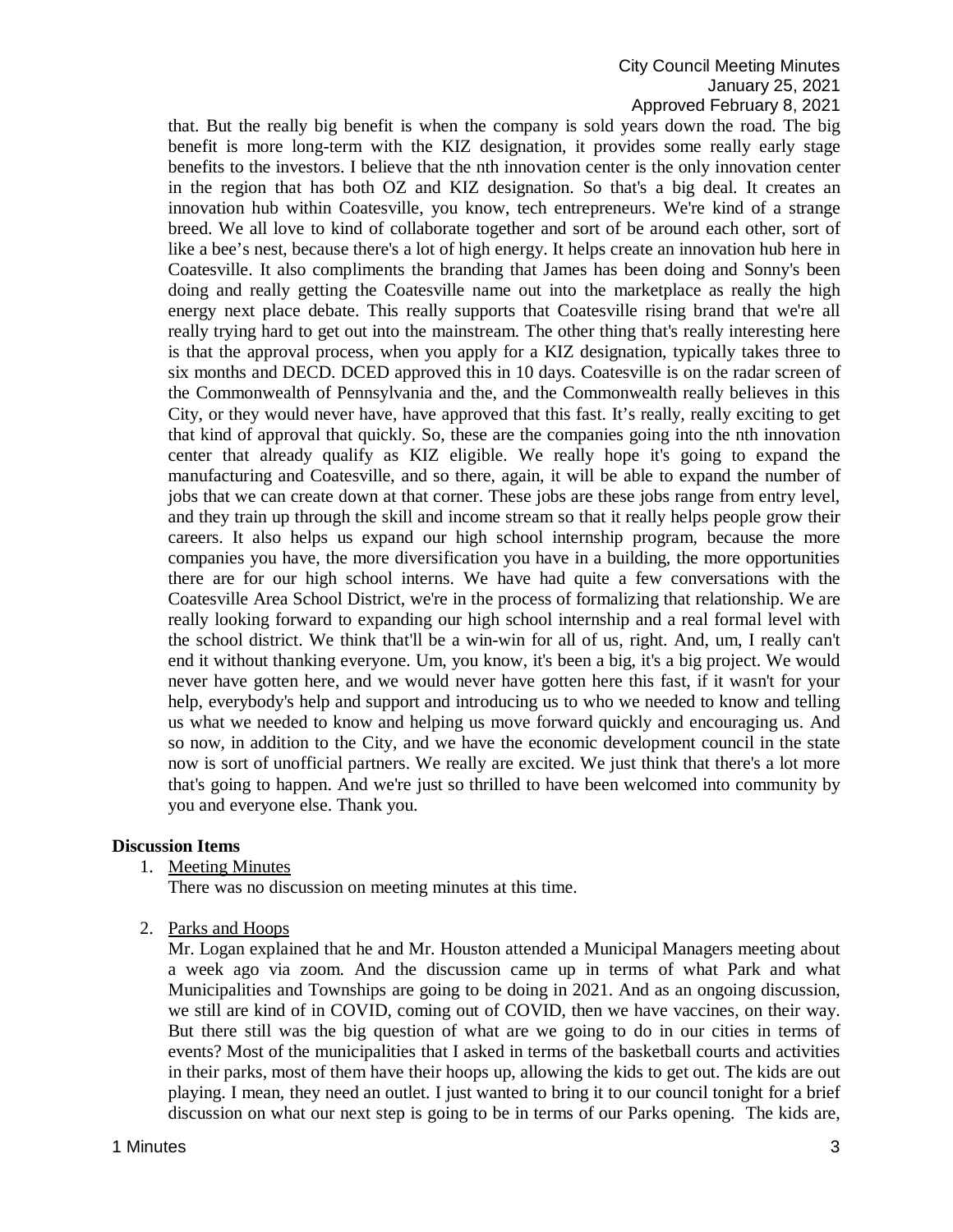that. But the really big benefit is when the company is sold years down the road. The big benefit is more long-term with the KIZ designation, it provides some really early stage benefits to the investors. I believe that the nth innovation center is the only innovation center in the region that has both OZ and KIZ designation. So that's a big deal. It creates an innovation hub within Coatesville, you know, tech entrepreneurs. We're kind of a strange breed. We all love to kind of collaborate together and sort of be around each other, sort of like a bee's nest, because there's a lot of high energy. It helps create an innovation hub here in Coatesville. It also compliments the branding that James has been doing and Sonny's been doing and really getting the Coatesville name out into the marketplace as really the high energy next place debate. This really supports that Coatesville rising brand that we're all really trying hard to get out into the mainstream. The other thing that's really interesting here is that the approval process, when you apply for a KIZ designation, typically takes three to six months and DECD. DCED approved this in 10 days. Coatesville is on the radar screen of the Commonwealth of Pennsylvania and the, and the Commonwealth really believes in this City, or they would never have, have approved that this fast. It's really, really exciting to get that kind of approval that quickly. So, these are the companies going into the nth innovation center that already qualify as KIZ eligible. We really hope it's going to expand the manufacturing and Coatesville, and so there, again, it will be able to expand the number of jobs that we can create down at that corner. These jobs are these jobs range from entry level, and they train up through the skill and income stream so that it really helps people grow their careers. It also helps us expand our high school internship program, because the more companies you have, the more diversification you have in a building, the more opportunities there are for our high school interns. We have had quite a few conversations with the Coatesville Area School District, we're in the process of formalizing that relationship. We are really looking forward to expanding our high school internship and a real formal level with the school district. We think that'll be a win-win for all of us, right. And, um, I really can't end it without thanking everyone. Um, you know, it's been a big, it's a big project. We would never have gotten here, and we would never have gotten here this fast, if it wasn't for your help, everybody's help and support and introducing us to who we needed to know and telling us what we needed to know and helping us move forward quickly and encouraging us. And so now, in addition to the City, and we have the economic development council in the state now is sort of unofficial partners. We really are excited. We just think that there's a lot more that's going to happen. And we're just so thrilled to have been welcomed into community by you and everyone else. Thank you.

**Discussion Items**

1. Meeting Minutes

   There was no discussion on meeting minutes at this time.

2. Parks and Hoops

   Mr. Logan explained that he and Mr. Houston attended a Municipal Managers meeting about a week ago via zoom. And the discussion came up in terms of what Park and what Municipalities and Townships are going to be doing in 2021. And as an ongoing discussion, we still are kind of in COVID, coming out of COVID, then we have vaccines, on their way. But there still was the big question of what are we going to do in our cities in terms of events? Most of the municipalities that I asked in terms of the basketball courts and activities in their parks, most of them have their hoops up, allowing the kids to get out. The kids are out playing. I mean, they need an outlet. I just wanted to bring it to our council tonight for a brief discussion on what our next step is going to be in terms of our Parks opening. The kids are,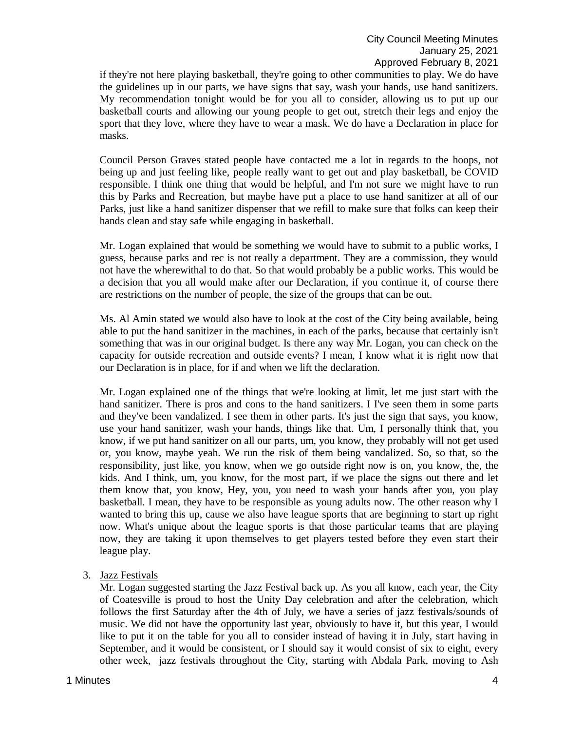if they're not here playing basketball, they're going to other communities to play. We do have the guidelines up in our parts, we have signs that say, wash your hands, use hand sanitizers. My recommendation tonight would be for you all to consider, allowing us to put up our basketball courts and allowing our young people to get out, stretch their legs and enjoy the sport that they love, where they have to wear a mask. We do have a Declaration in place for masks.

Council Person Graves stated people have contacted me a lot in regards to the hoops, not being up and just feeling like, people really want to get out and play basketball, be COVID responsible. I think one thing that would be helpful, and I'm not sure we might have to run this by Parks and Recreation, but maybe have put a place to use hand sanitizer at all of our Parks, just like a hand sanitizer dispenser that we refill to make sure that folks can keep their hands clean and stay safe while engaging in basketball.

Mr. Logan explained that would be something we would have to submit to a public works, I guess, because parks and rec is not really a department. They are a commission, they would not have the wherewithal to do that. So that would probably be a public works. This would be a decision that you all would make after our Declaration, if you continue it, of course there are restrictions on the number of people, the size of the groups that can be out.

Ms. Al Amin stated we would also have to look at the cost of the City being available, being able to put the hand sanitizer in the machines, in each of the parks, because that certainly isn't something that was in our original budget. Is there any way Mr. Logan, you can check on the capacity for outside recreation and outside events? I mean, I know what it is right now that our Declaration is in place, for if and when we lift the declaration.

Mr. Logan explained one of the things that we're looking at limit, let me just start with the hand sanitizer. There is pros and cons to the hand sanitizers. I I've seen them in some parts and they've been vandalized. I see them in other parts. It's just the sign that says, you know, use your hand sanitizer, wash your hands, things like that. Um, I personally think that, you know, if we put hand sanitizer on all our parts, um, you know, they probably will not get used or, you know, maybe yeah. We run the risk of them being vandalized. So, so that, so the responsibility, just like, you know, when we go outside right now is on, you know, the, the kids. And I think, um, you know, for the most part, if we place the signs out there and let them know that, you know, Hey, you, you need to wash your hands after you, you play basketball. I mean, they have to be responsible as young adults now. The other reason why I wanted to bring this up, cause we also have league sports that are beginning to start up right now. What's unique about the league sports is that those particular teams that are playing now, they are taking it upon themselves to get players tested before they even start their league play.

3. Jazz Festivals

Mr. Logan suggested starting the Jazz Festival back up. As you all know, each year, the City of Coatesville is proud to host the Unity Day celebration and after the celebration, which follows the first Saturday after the 4th of July, we have a series of jazz festivals/sounds of music. We did not have the opportunity last year, obviously to have it, but this year, I would like to put it on the table for you all to consider instead of having it in July, start having in September, and it would be consistent, or I should say it would consist of six to eight, every other week, jazz festivals throughout the City, starting with Abdala Park, moving to Ash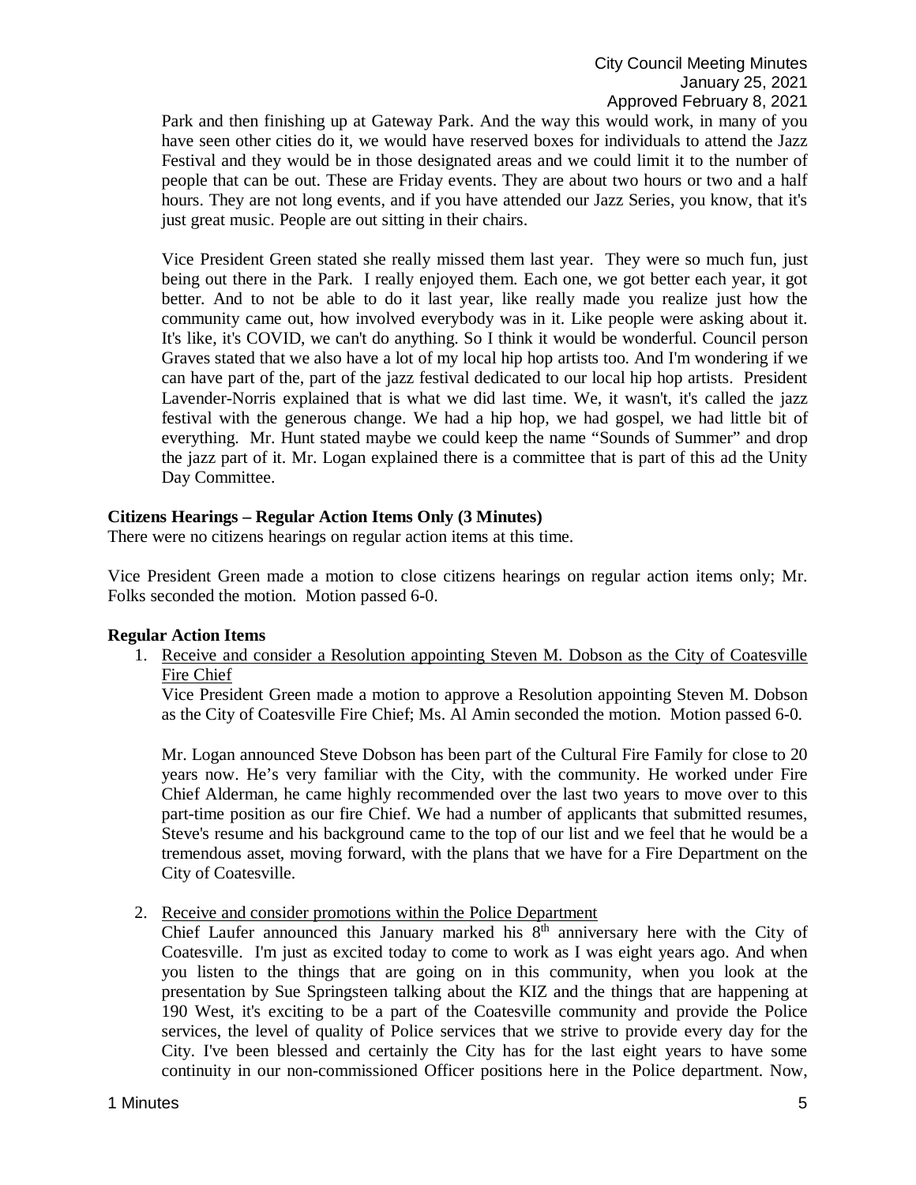Park and then finishing up at Gateway Park. And the way this would work, in many of you have seen other cities do it, we would have reserved boxes for individuals to attend the Jazz Festival and they would be in those designated areas and we could limit it to the number of people that can be out. These are Friday events. They are about two hours or two and a half hours. They are not long events, and if you have attended our Jazz Series, you know, that it's just great music. People are out sitting in their chairs.

Vice President Green stated she really missed them last year. They were so much fun, just being out there in the Park. I really enjoyed them. Each one, we got better each year, it got better. And to not be able to do it last year, like really made you realize just how the community came out, how involved everybody was in it. Like people were asking about it. It's like, it's COVID, we can't do anything. So I think it would be wonderful. Council person Graves stated that we also have a lot of my local hip hop artists too. And I'm wondering if we can have part of the, part of the jazz festival dedicated to our local hip hop artists. President Lavender-Norris explained that is what we did last time. We, it wasn't, it's called the jazz festival with the generous change. We had a hip hop, we had gospel, we had little bit of everything. Mr. Hunt stated maybe we could keep the name "Sounds of Summer" and drop the jazz part of it. Mr. Logan explained there is a committee that is part of this ad the Unity Day Committee.

**Citizens Hearings – Regular Action Items Only (3 Minutes)**

There were no citizens hearings on regular action items at this time.

Vice President Green made a motion to close citizens hearings on regular action items only; Mr. Folks seconded the motion. Motion passed 6-0.

**Regular Action Items**

1. Receive and consider a Resolution appointing Steven M. Dobson as the City of Coatesville Fire Chief

   Vice President Green made a motion to approve a Resolution appointing Steven M. Dobson as the City of Coatesville Fire Chief; Ms. Al Amin seconded the motion. Motion passed 6-0.

   Mr. Logan announced Steve Dobson has been part of the Cultural Fire Family for close to 20 years now. He's very familiar with the City, with the community. He worked under Fire Chief Alderman, he came highly recommended over the last two years to move over to this part-time position as our fire Chief. We had a number of applicants that submitted resumes, Steve's resume and his background came to the top of our list and we feel that he would be a tremendous asset, moving forward, with the plans that we have for a Fire Department on the City of Coatesville.

2. Receive and consider promotions within the Police Department

   Chief Laufer announced this January marked his 8th anniversary here with the City of Coatesville. I'm just as excited today to come to work as I was eight years ago. And when you listen to the things that are going on in this community, when you look at the presentation by Sue Springsteen talking about the KIZ and the things that are happening at 190 West, it's exciting to be a part of the Coatesville community and provide the Police services, the level of quality of Police services that we strive to provide every day for the City. I've been blessed and certainly the City has for the last eight years to have some continuity in our non-commissioned Officer positions here in the Police department. Now,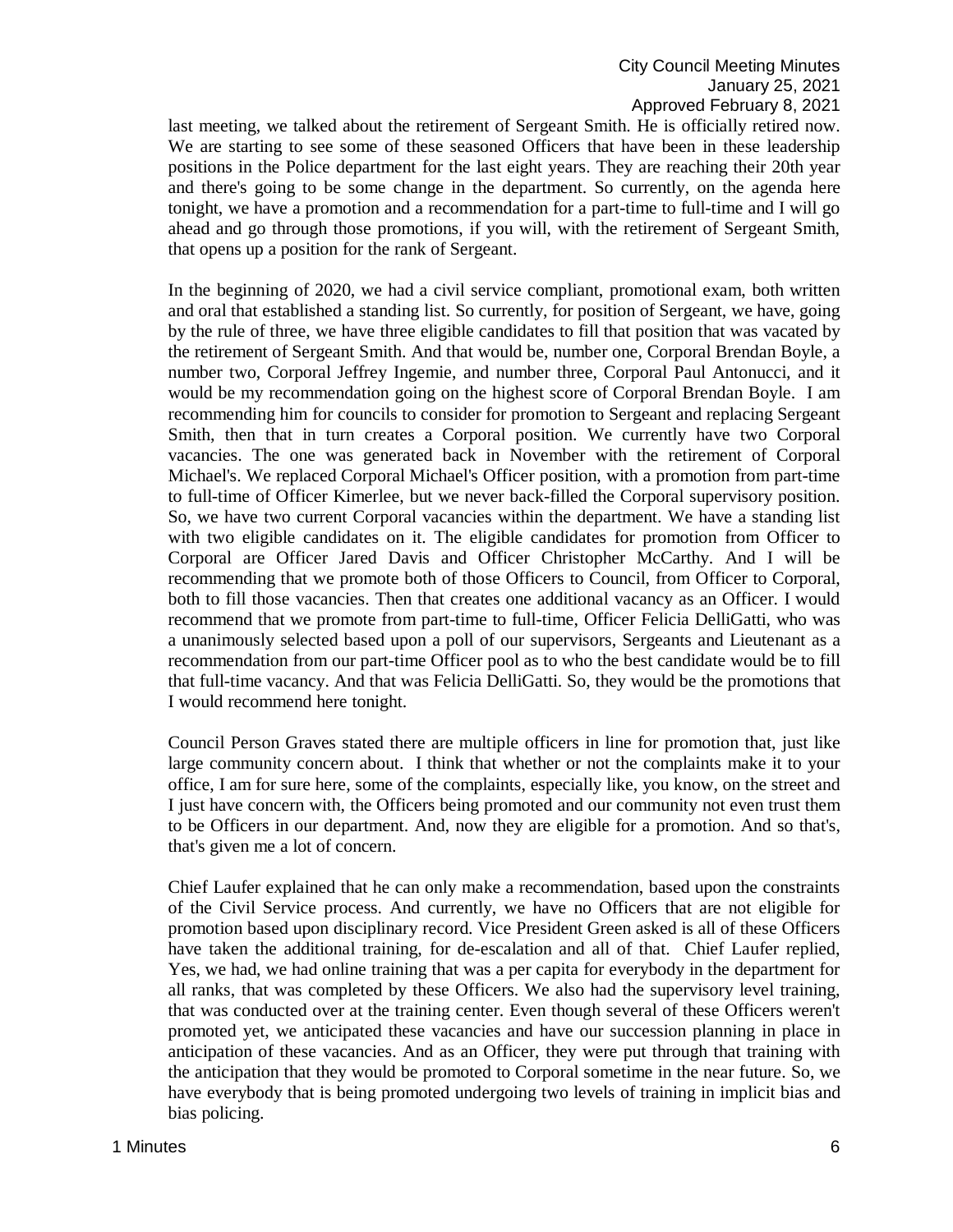last meeting, we talked about the retirement of Sergeant Smith. He is officially retired now. We are starting to see some of these seasoned Officers that have been in these leadership positions in the Police department for the last eight years. They are reaching their 20th year and there's going to be some change in the department. So currently, on the agenda here tonight, we have a promotion and a recommendation for a part-time to full-time and I will go ahead and go through those promotions, if you will, with the retirement of Sergeant Smith, that opens up a position for the rank of Sergeant.

In the beginning of 2020, we had a civil service compliant, promotional exam, both written and oral that established a standing list. So currently, for position of Sergeant, we have, going by the rule of three, we have three eligible candidates to fill that position that was vacated by the retirement of Sergeant Smith. And that would be, number one, Corporal Brendan Boyle, a number two, Corporal Jeffrey Ingemie, and number three, Corporal Paul Antonucci, and it would be my recommendation going on the highest score of Corporal Brendan Boyle. I am recommending him for councils to consider for promotion to Sergeant and replacing Sergeant Smith, then that in turn creates a Corporal position. We currently have two Corporal vacancies. The one was generated back in November with the retirement of Corporal Michael's. We replaced Corporal Michael's Officer position, with a promotion from part-time to full-time of Officer Kimerlee, but we never back-filled the Corporal supervisory position. So, we have two current Corporal vacancies within the department. We have a standing list with two eligible candidates on it. The eligible candidates for promotion from Officer to Corporal are Officer Jared Davis and Officer Christopher McCarthy. And I will be recommending that we promote both of those Officers to Council, from Officer to Corporal, both to fill those vacancies. Then that creates one additional vacancy as an Officer. I would recommend that we promote from part-time to full-time, Officer Felicia DelliGatti, who was a unanimously selected based upon a poll of our supervisors, Sergeants and Lieutenant as a recommendation from our part-time Officer pool as to who the best candidate would be to fill that full-time vacancy. And that was Felicia DelliGatti. So, they would be the promotions that I would recommend here tonight.

Council Person Graves stated there are multiple officers in line for promotion that, just like large community concern about. I think that whether or not the complaints make it to your office, I am for sure here, some of the complaints, especially like, you know, on the street and I just have concern with, the Officers being promoted and our community not even trust them to be Officers in our department. And, now they are eligible for a promotion. And so that's, that's given me a lot of concern.

Chief Laufer explained that he can only make a recommendation, based upon the constraints of the Civil Service process. And currently, we have no Officers that are not eligible for promotion based upon disciplinary record. Vice President Green asked is all of these Officers have taken the additional training, for de-escalation and all of that. Chief Laufer replied, Yes, we had, we had online training that was a per capita for everybody in the department for all ranks, that was completed by these Officers. We also had the supervisory level training, that was conducted over at the training center. Even though several of these Officers weren't promoted yet, we anticipated these vacancies and have our succession planning in place in anticipation of these vacancies. And as an Officer, they were put through that training with the anticipation that they would be promoted to Corporal sometime in the near future. So, we have everybody that is being promoted undergoing two levels of training in implicit bias and bias policing.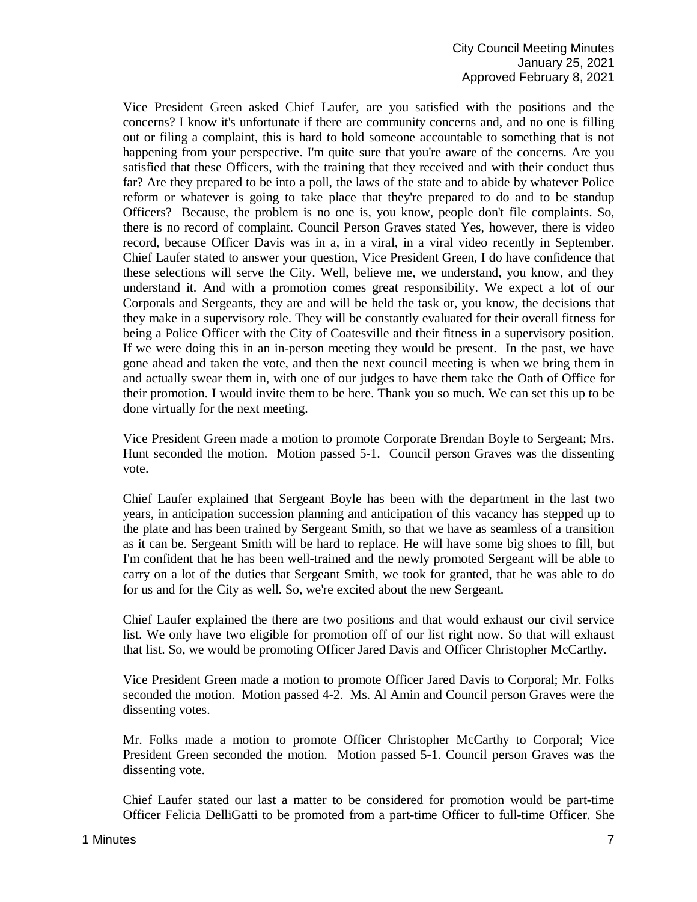Vice President Green asked Chief Laufer, are you satisfied with the positions and the concerns? I know it's unfortunate if there are community concerns and, and no one is filling out or filing a complaint, this is hard to hold someone accountable to something that is not happening from your perspective. I'm quite sure that you're aware of the concerns. Are you satisfied that these Officers, with the training that they received and with their conduct thus far? Are they prepared to be into a poll, the laws of the state and to abide by whatever Police reform or whatever is going to take place that they're prepared to do and to be standup Officers? Because, the problem is no one is, you know, people don't file complaints. So, there is no record of complaint. Council Person Graves stated Yes, however, there is video record, because Officer Davis was in a, in a viral, in a viral video recently in September. Chief Laufer stated to answer your question, Vice President Green, I do have confidence that these selections will serve the City. Well, believe me, we understand, you know, and they understand it. And with a promotion comes great responsibility. We expect a lot of our Corporals and Sergeants, they are and will be held the task or, you know, the decisions that they make in a supervisory role. They will be constantly evaluated for their overall fitness for being a Police Officer with the City of Coatesville and their fitness in a supervisory position. If we were doing this in an in-person meeting they would be present. In the past, we have gone ahead and taken the vote, and then the next council meeting is when we bring them in and actually swear them in, with one of our judges to have them take the Oath of Office for their promotion. I would invite them to be here. Thank you so much. We can set this up to be done virtually for the next meeting.

Vice President Green made a motion to promote Corporate Brendan Boyle to Sergeant; Mrs. Hunt seconded the motion. Motion passed 5-1. Council person Graves was the dissenting vote.

Chief Laufer explained that Sergeant Boyle has been with the department in the last two years, in anticipation succession planning and anticipation of this vacancy has stepped up to the plate and has been trained by Sergeant Smith, so that we have as seamless of a transition as it can be. Sergeant Smith will be hard to replace. He will have some big shoes to fill, but I'm confident that he has been well-trained and the newly promoted Sergeant will be able to carry on a lot of the duties that Sergeant Smith, we took for granted, that he was able to do for us and for the City as well. So, we're excited about the new Sergeant.

Chief Laufer explained the there are two positions and that would exhaust our civil service list. We only have two eligible for promotion off of our list right now. So that will exhaust that list. So, we would be promoting Officer Jared Davis and Officer Christopher McCarthy.

Vice President Green made a motion to promote Officer Jared Davis to Corporal; Mr. Folks seconded the motion. Motion passed 4-2. Ms. Al Amin and Council person Graves were the dissenting votes.

Mr. Folks made a motion to promote Officer Christopher McCarthy to Corporal; Vice President Green seconded the motion. Motion passed 5-1. Council person Graves was the dissenting vote.

Chief Laufer stated our last a matter to be considered for promotion would be part-time Officer Felicia DelliGatti to be promoted from a part-time Officer to full-time Officer. She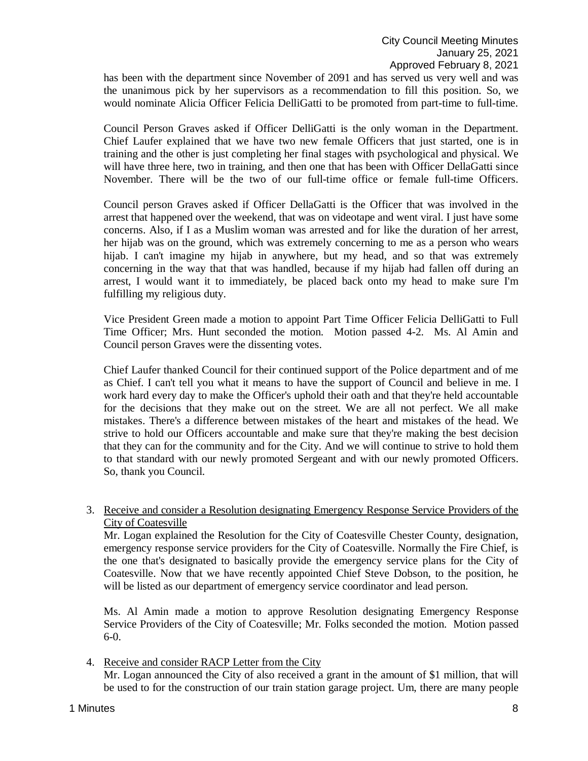has been with the department since November of 2091 and has served us very well and was the unanimous pick by her supervisors as a recommendation to fill this position. So, we would nominate Alicia Officer Felicia DelliGatti to be promoted from part-time to full-time.

Council Person Graves asked if Officer DelliGatti is the only woman in the Department. Chief Laufer explained that we have two new female Officers that just started, one is in training and the other is just completing her final stages with psychological and physical. We will have three here, two in training, and then one that has been with Officer DellaGatti since November. There will be the two of our full-time office or female full-time Officers.

Council person Graves asked if Officer DellaGatti is the Officer that was involved in the arrest that happened over the weekend, that was on videotape and went viral. I just have some concerns. Also, if I as a Muslim woman was arrested and for like the duration of her arrest, her hijab was on the ground, which was extremely concerning to me as a person who wears hijab. I can't imagine my hijab in anywhere, but my head, and so that was extremely concerning in the way that that was handled, because if my hijab had fallen off during an arrest, I would want it to immediately, be placed back onto my head to make sure I'm fulfilling my religious duty.

Vice President Green made a motion to appoint Part Time Officer Felicia DelliGatti to Full Time Officer; Mrs. Hunt seconded the motion. Motion passed 4-2. Ms. Al Amin and Council person Graves were the dissenting votes.

Chief Laufer thanked Council for their continued support of the Police department and of me as Chief. I can't tell you what it means to have the support of Council and believe in me. I work hard every day to make the Officer's uphold their oath and that they're held accountable for the decisions that they make out on the street. We are all not perfect. We all make mistakes. There's a difference between mistakes of the heart and mistakes of the head. We strive to hold our Officers accountable and make sure that they're making the best decision that they can for the community and for the City. And we will continue to strive to hold them to that standard with our newly promoted Sergeant and with our newly promoted Officers. So, thank you Council.

3. Receive and consider a Resolution designating Emergency Response Service Providers of the City of Coatesville

   Mr. Logan explained the Resolution for the City of Coatesville Chester County, designation, emergency response service providers for the City of Coatesville. Normally the Fire Chief, is the one that's designated to basically provide the emergency service plans for the City of Coatesville. Now that we have recently appointed Chief Steve Dobson, to the position, he will be listed as our department of emergency service coordinator and lead person.

   Ms. Al Amin made a motion to approve Resolution designating Emergency Response Service Providers of the City of Coatesville; Mr. Folks seconded the motion. Motion passed 6-0.

4. Receive and consider RACP Letter from the City

   Mr. Logan announced the City of also received a grant in the amount of $1 million, that will be used to for the construction of our train station garage project. Um, there are many people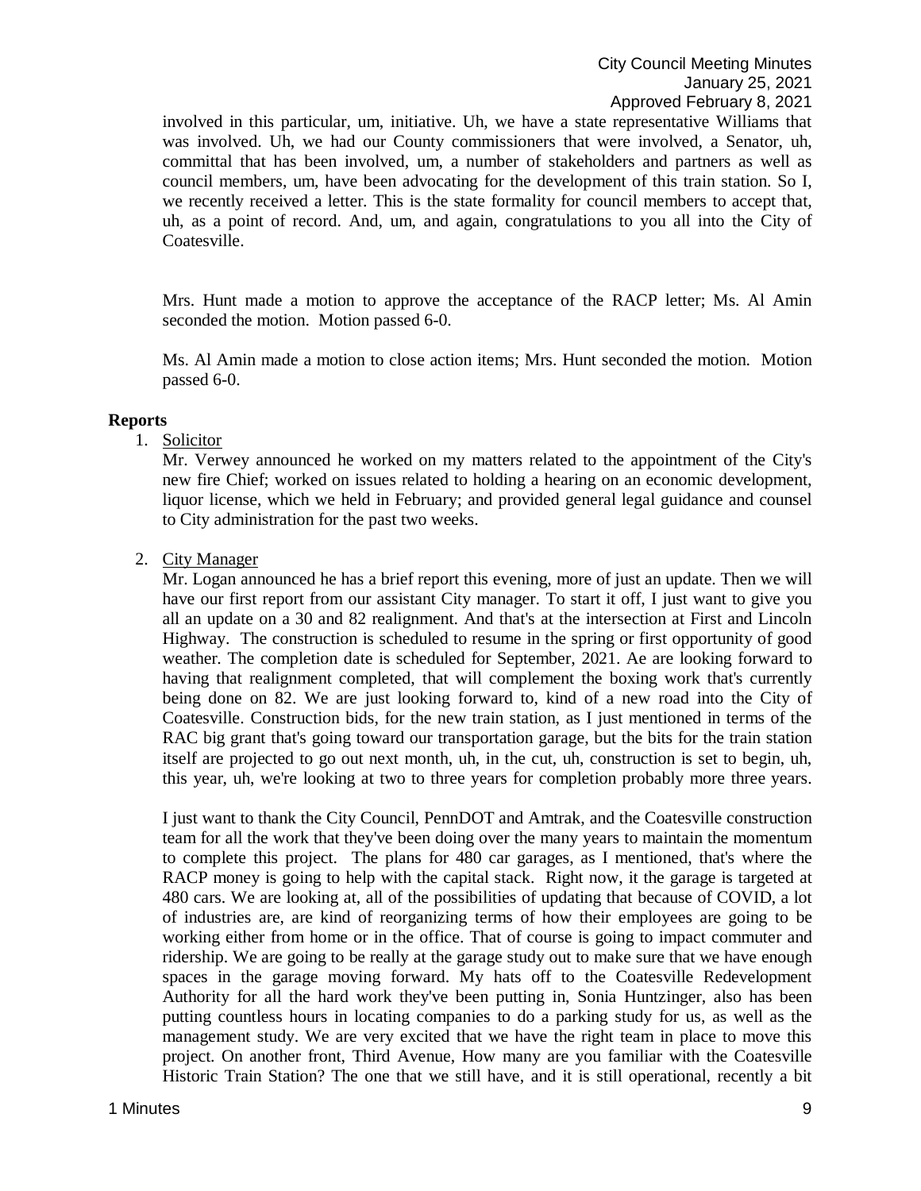involved in this particular, um, initiative. Uh, we have a state representative Williams that was involved. Uh, we had our County commissioners that were involved, a Senator, uh, committal that has been involved, um, a number of stakeholders and partners as well as council members, um, have been advocating for the development of this train station. So I, we recently received a letter. This is the state formality for council members to accept that, uh, as a point of record. And, um, and again, congratulations to you all into the City of Coatesville.

Mrs. Hunt made a motion to approve the acceptance of the RACP letter; Ms. Al Amin seconded the motion. Motion passed 6-0.

Ms. Al Amin made a motion to close action items; Mrs. Hunt seconded the motion. Motion passed 6-0.

## Reports

1. Solicitor

   Mr. Verwey announced he worked on my matters related to the appointment of the City's new fire Chief; worked on issues related to holding a hearing on an economic development, liquor license, which we held in February; and provided general legal guidance and counsel to City administration for the past two weeks.

2. City Manager

   Mr. Logan announced he has a brief report this evening, more of just an update. Then we will have our first report from our assistant City manager. To start it off, I just want to give you all an update on a 30 and 82 realignment. And that's at the intersection at First and Lincoln Highway. The construction is scheduled to resume in the spring or first opportunity of good weather. The completion date is scheduled for September, 2021. Ae are looking forward to having that realignment completed, that will complement the boxing work that's currently being done on 82. We are just looking forward to, kind of a new road into the City of Coatesville. Construction bids, for the new train station, as I just mentioned in terms of the RAC big grant that's going toward our transportation garage, but the bits for the train station itself are projected to go out next month, uh, in the cut, uh, construction is set to begin, uh, this year, uh, we're looking at two to three years for completion probably more three years.

   I just want to thank the City Council, PennDOT and Amtrak, and the Coatesville construction team for all the work that they've been doing over the many years to maintain the momentum to complete this project. The plans for 480 car garages, as I mentioned, that's where the RACP money is going to help with the capital stack. Right now, it the garage is targeted at 480 cars. We are looking at, all of the possibilities of updating that because of COVID, a lot of industries are, are kind of reorganizing terms of how their employees are going to be working either from home or in the office. That of course is going to impact commuter and ridership. We are going to be really at the garage study out to make sure that we have enough spaces in the garage moving forward. My hats off to the Coatesville Redevelopment Authority for all the hard work they've been putting in, Sonia Huntzinger, also has been putting countless hours in locating companies to do a parking study for us, as well as the management study. We are very excited that we have the right team in place to move this project. On another front, Third Avenue, How many are you familiar with the Coatesville Historic Train Station? The one that we still have, and it is still operational, recently a bit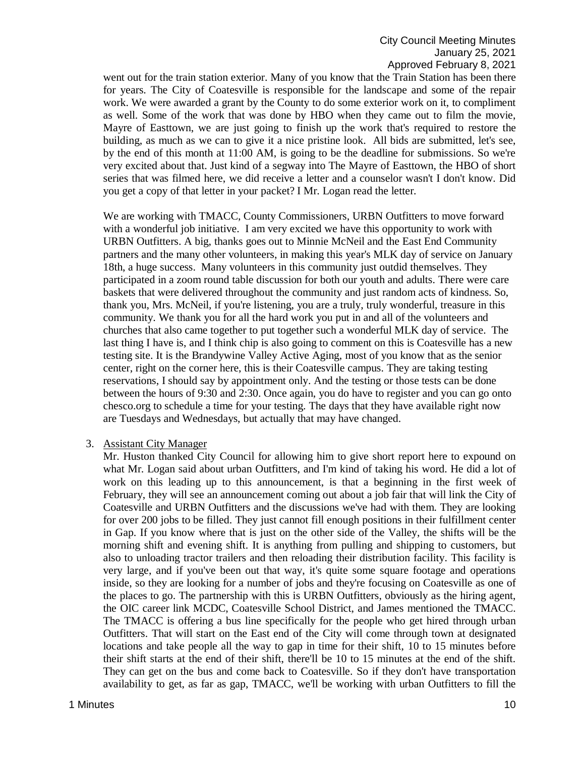went out for the train station exterior. Many of you know that the Train Station has been there for years. The City of Coatesville is responsible for the landscape and some of the repair work. We were awarded a grant by the County to do some exterior work on it, to compliment as well. Some of the work that was done by HBO when they came out to film the movie, Mayre of Easttown, we are just going to finish up the work that's required to restore the building, as much as we can to give it a nice pristine look. All bids are submitted, let's see, by the end of this month at 11:00 AM, is going to be the deadline for submissions. So we're very excited about that. Just kind of a segway into The Mayre of Easttown, the HBO of short series that was filmed here, we did receive a letter and a counselor wasn't I don't know. Did you get a copy of that letter in your packet? I Mr. Logan read the letter.

We are working with TMACC, County Commissioners, URBN Outfitters to move forward with a wonderful job initiative. I am very excited we have this opportunity to work with URBN Outfitters. A big, thanks goes out to Minnie McNeil and the East End Community partners and the many other volunteers, in making this year's MLK day of service on January 18th, a huge success. Many volunteers in this community just outdid themselves. They participated in a zoom round table discussion for both our youth and adults. There were care baskets that were delivered throughout the community and just random acts of kindness. So, thank you, Mrs. McNeil, if you're listening, you are a truly, truly wonderful, treasure in this community. We thank you for all the hard work you put in and all of the volunteers and churches that also came together to put together such a wonderful MLK day of service. The last thing I have is, and I think chip is also going to comment on this is Coatesville has a new testing site. It is the Brandywine Valley Active Aging, most of you know that as the senior center, right on the corner here, this is their Coatesville campus. They are taking testing reservations, I should say by appointment only. And the testing or those tests can be done between the hours of 9:30 and 2:30. Once again, you do have to register and you can go onto chesco.org to schedule a time for your testing. The days that they have available right now are Tuesdays and Wednesdays, but actually that may have changed.

3. Assistant City Manager

   Mr. Huston thanked City Council for allowing him to give short report here to expound on what Mr. Logan said about urban Outfitters, and I'm kind of taking his word. He did a lot of work on this leading up to this announcement, is that a beginning in the first week of February, they will see an announcement coming out about a job fair that will link the City of Coatesville and URBN Outfitters and the discussions we've had with them. They are looking for over 200 jobs to be filled. They just cannot fill enough positions in their fulfillment center in Gap. If you know where that is just on the other side of the Valley, the shifts will be the morning shift and evening shift. It is anything from pulling and shipping to customers, but also to unloading tractor trailers and then reloading their distribution facility. This facility is very large, and if you've been out that way, it's quite some square footage and operations inside, so they are looking for a number of jobs and they're focusing on Coatesville as one of the places to go. The partnership with this is URBN Outfitters, obviously as the hiring agent, the OIC career link MCDC, Coatesville School District, and James mentioned the TMACC. The TMACC is offering a bus line specifically for the people who get hired through urban Outfitters. That will start on the East end of the City will come through town at designated locations and take people all the way to gap in time for their shift, 10 to 15 minutes before their shift starts at the end of their shift, there'll be 10 to 15 minutes at the end of the shift. They can get on the bus and come back to Coatesville. So if they don't have transportation availability to get, as far as gap, TMACC, we'll be working with urban Outfitters to fill the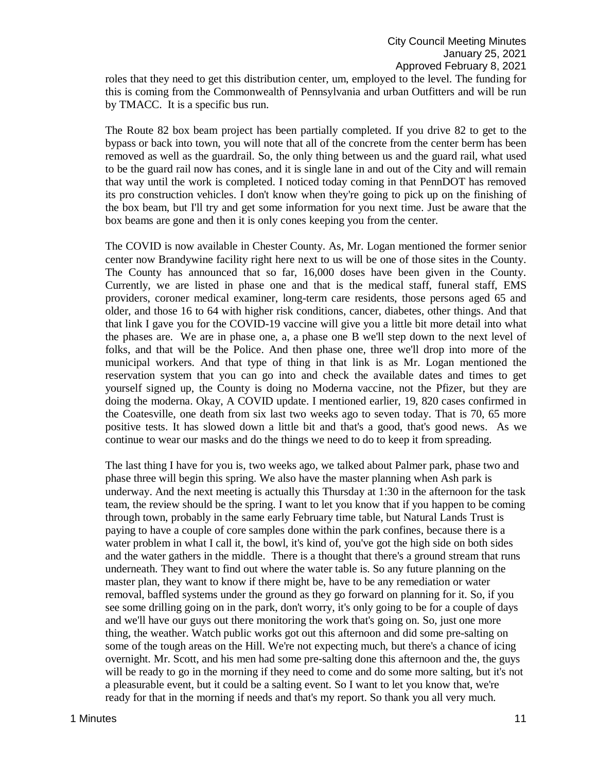roles that they need to get this distribution center, um, employed to the level. The funding for this is coming from the Commonwealth of Pennsylvania and urban Outfitters and will be run by TMACC. It is a specific bus run.

The Route 82 box beam project has been partially completed. If you drive 82 to get to the bypass or back into town, you will note that all of the concrete from the center berm has been removed as well as the guardrail. So, the only thing between us and the guard rail, what used to be the guard rail now has cones, and it is single lane in and out of the City and will remain that way until the work is completed. I noticed today coming in that PennDOT has removed its pro construction vehicles. I don't know when they're going to pick up on the finishing of the box beam, but I'll try and get some information for you next time. Just be aware that the box beams are gone and then it is only cones keeping you from the center.

The COVID is now available in Chester County. As, Mr. Logan mentioned the former senior center now Brandywine facility right here next to us will be one of those sites in the County. The County has announced that so far, 16,000 doses have been given in the County. Currently, we are listed in phase one and that is the medical staff, funeral staff, EMS providers, coroner medical examiner, long-term care residents, those persons aged 65 and older, and those 16 to 64 with higher risk conditions, cancer, diabetes, other things. And that that link I gave you for the COVID-19 vaccine will give you a little bit more detail into what the phases are. We are in phase one, a, a phase one B we'll step down to the next level of folks, and that will be the Police. And then phase one, three we'll drop into more of the municipal workers. And that type of thing in that link is as Mr. Logan mentioned the reservation system that you can go into and check the available dates and times to get yourself signed up, the County is doing no Moderna vaccine, not the Pfizer, but they are doing the moderna. Okay, A COVID update. I mentioned earlier, 19, 820 cases confirmed in the Coatesville, one death from six last two weeks ago to seven today. That is 70, 65 more positive tests. It has slowed down a little bit and that's a good, that's good news. As we continue to wear our masks and do the things we need to do to keep it from spreading.

The last thing I have for you is, two weeks ago, we talked about Palmer park, phase two and phase three will begin this spring. We also have the master planning when Ash park is underway. And the next meeting is actually this Thursday at 1:30 in the afternoon for the task team, the review should be the spring. I want to let you know that if you happen to be coming through town, probably in the same early February time table, but Natural Lands Trust is paying to have a couple of core samples done within the park confines, because there is a water problem in what I call it, the bowl, it's kind of, you've got the high side on both sides and the water gathers in the middle. There is a thought that there's a ground stream that runs underneath. They want to find out where the water table is. So any future planning on the master plan, they want to know if there might be, have to be any remediation or water removal, baffled systems under the ground as they go forward on planning for it. So, if you see some drilling going on in the park, don't worry, it's only going to be for a couple of days and we'll have our guys out there monitoring the work that's going on. So, just one more thing, the weather. Watch public works got out this afternoon and did some pre-salting on some of the tough areas on the Hill. We're not expecting much, but there's a chance of icing overnight. Mr. Scott, and his men had some pre-salting done this afternoon and the, the guys will be ready to go in the morning if they need to come and do some more salting, but it's not a pleasurable event, but it could be a salting event. So I want to let you know that, we're ready for that in the morning if needs and that's my report. So thank you all very much.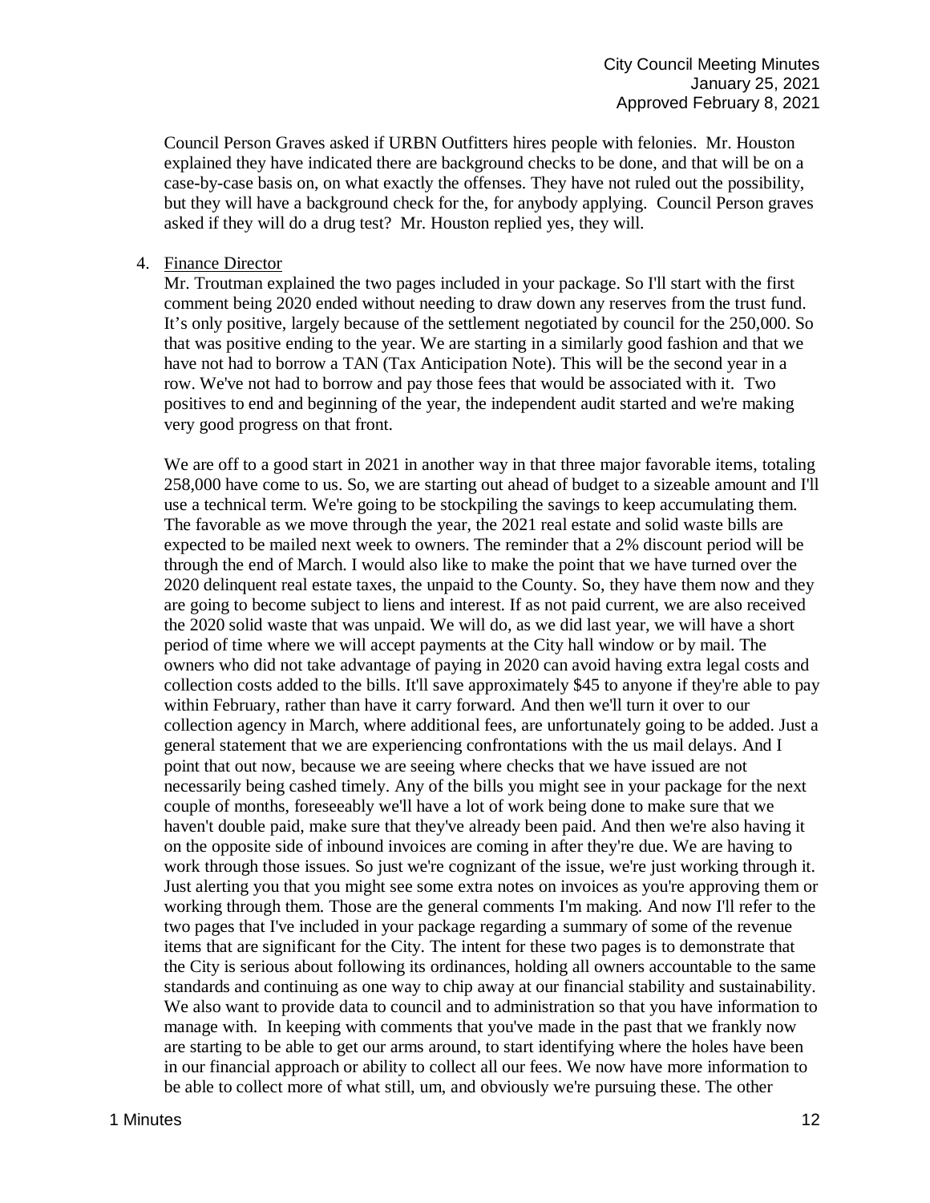Council Person Graves asked if URBN Outfitters hires people with felonies. Mr. Houston explained they have indicated there are background checks to be done, and that will be on a case-by-case basis on, on what exactly the offenses. They have not ruled out the possibility, but they will have a background check for the, for anybody applying. Council Person graves asked if they will do a drug test? Mr. Houston replied yes, they will.

4. Finance Director

Mr. Troutman explained the two pages included in your package. So I'll start with the first comment being 2020 ended without needing to draw down any reserves from the trust fund. It's only positive, largely because of the settlement negotiated by council for the 250,000. So that was positive ending to the year. We are starting in a similarly good fashion and that we have not had to borrow a TAN (Tax Anticipation Note). This will be the second year in a row. We've not had to borrow and pay those fees that would be associated with it. Two positives to end and beginning of the year, the independent audit started and we're making very good progress on that front.

We are off to a good start in 2021 in another way in that three major favorable items, totaling 258,000 have come to us. So, we are starting out ahead of budget to a sizeable amount and I'll use a technical term. We're going to be stockpiling the savings to keep accumulating them. The favorable as we move through the year, the 2021 real estate and solid waste bills are expected to be mailed next week to owners. The reminder that a 2% discount period will be through the end of March. I would also like to make the point that we have turned over the 2020 delinquent real estate taxes, the unpaid to the County. So, they have them now and they are going to become subject to liens and interest. If as not paid current, we are also received the 2020 solid waste that was unpaid. We will do, as we did last year, we will have a short period of time where we will accept payments at the City hall window or by mail. The owners who did not take advantage of paying in 2020 can avoid having extra legal costs and collection costs added to the bills. It'll save approximately $45 to anyone if they're able to pay within February, rather than have it carry forward. And then we'll turn it over to our collection agency in March, where additional fees, are unfortunately going to be added. Just a general statement that we are experiencing confrontations with the us mail delays. And I point that out now, because we are seeing where checks that we have issued are not necessarily being cashed timely. Any of the bills you might see in your package for the next couple of months, foreseeably we'll have a lot of work being done to make sure that we haven't double paid, make sure that they've already been paid. And then we're also having it on the opposite side of inbound invoices are coming in after they're due. We are having to work through those issues. So just we're cognizant of the issue, we're just working through it. Just alerting you that you might see some extra notes on invoices as you're approving them or working through them. Those are the general comments I'm making. And now I'll refer to the two pages that I've included in your package regarding a summary of some of the revenue items that are significant for the City. The intent for these two pages is to demonstrate that the City is serious about following its ordinances, holding all owners accountable to the same standards and continuing as one way to chip away at our financial stability and sustainability. We also want to provide data to council and to administration so that you have information to manage with. In keeping with comments that you've made in the past that we frankly now are starting to be able to get our arms around, to start identifying where the holes have been in our financial approach or ability to collect all our fees. We now have more information to be able to collect more of what still, um, and obviously we're pursuing these. The other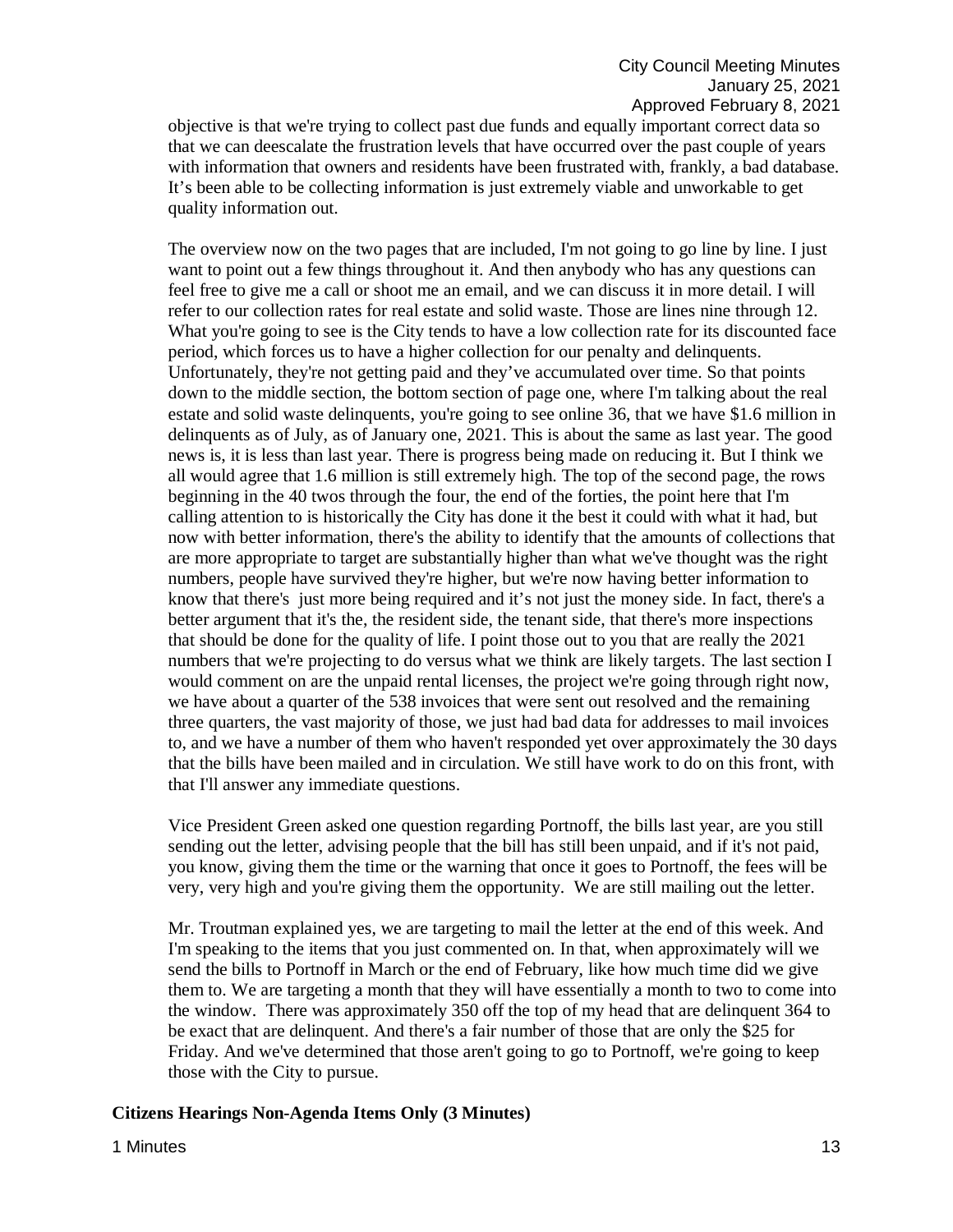objective is that we're trying to collect past due funds and equally important correct data so that we can deescalate the frustration levels that have occurred over the past couple of years with information that owners and residents have been frustrated with, frankly, a bad database. It's been able to be collecting information is just extremely viable and unworkable to get quality information out.

The overview now on the two pages that are included, I'm not going to go line by line. I just want to point out a few things throughout it. And then anybody who has any questions can feel free to give me a call or shoot me an email, and we can discuss it in more detail. I will refer to our collection rates for real estate and solid waste. Those are lines nine through 12. What you're going to see is the City tends to have a low collection rate for its discounted face period, which forces us to have a higher collection for our penalty and delinquents. Unfortunately, they're not getting paid and they've accumulated over time. So that points down to the middle section, the bottom section of page one, where I'm talking about the real estate and solid waste delinquents, you're going to see online 36, that we have $1.6 million in delinquents as of July, as of January one, 2021. This is about the same as last year. The good news is, it is less than last year. There is progress being made on reducing it. But I think we all would agree that 1.6 million is still extremely high. The top of the second page, the rows beginning in the 40 twos through the four, the end of the forties, the point here that I'm calling attention to is historically the City has done it the best it could with what it had, but now with better information, there's the ability to identify that the amounts of collections that are more appropriate to target are substantially higher than what we've thought was the right numbers, people have survived they're higher, but we're now having better information to know that there's just more being required and it's not just the money side. In fact, there's a better argument that it's the, the resident side, the tenant side, that there's more inspections that should be done for the quality of life. I point those out to you that are really the 2021 numbers that we're projecting to do versus what we think are likely targets. The last section I would comment on are the unpaid rental licenses, the project we're going through right now, we have about a quarter of the 538 invoices that were sent out resolved and the remaining three quarters, the vast majority of those, we just had bad data for addresses to mail invoices to, and we have a number of them who haven't responded yet over approximately the 30 days that the bills have been mailed and in circulation. We still have work to do on this front, with that I'll answer any immediate questions.

Vice President Green asked one question regarding Portnoff, the bills last year, are you still sending out the letter, advising people that the bill has still been unpaid, and if it's not paid, you know, giving them the time or the warning that once it goes to Portnoff, the fees will be very, very high and you're giving them the opportunity. We are still mailing out the letter.

Mr. Troutman explained yes, we are targeting to mail the letter at the end of this week. And I'm speaking to the items that you just commented on. In that, when approximately will we send the bills to Portnoff in March or the end of February, like how much time did we give them to. We are targeting a month that they will have essentially a month to two to come into the window. There was approximately 350 off the top of my head that are delinquent 364 to be exact that are delinquent. And there's a fair number of those that are only the $25 for Friday. And we've determined that those aren't going to go to Portnoff, we're going to keep those with the City to pursue.

**Citizens Hearings Non-Agenda Items Only (3 Minutes)**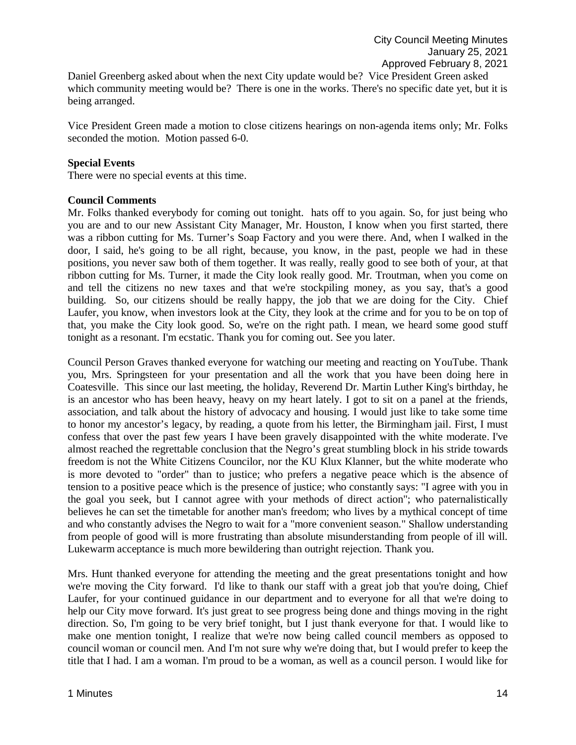Daniel Greenberg asked about when the next City update would be? Vice President Green asked which community meeting would be? There is one in the works. There's no specific date yet, but it is being arranged.

Vice President Green made a motion to close citizens hearings on non-agenda items only; Mr. Folks seconded the motion. Motion passed 6-0.

**Special Events**

There were no special events at this time.

**Council Comments**

Mr. Folks thanked everybody for coming out tonight. hats off to you again. So, for just being who you are and to our new Assistant City Manager, Mr. Houston, I know when you first started, there was a ribbon cutting for Ms. Turner's Soap Factory and you were there. And, when I walked in the door, I said, he's going to be all right, because, you know, in the past, people we had in these positions, you never saw both of them together. It was really, really good to see both of your, at that ribbon cutting for Ms. Turner, it made the City look really good. Mr. Troutman, when you come on and tell the citizens no new taxes and that we're stockpiling money, as you say, that's a good building. So, our citizens should be really happy, the job that we are doing for the City. Chief Laufer, you know, when investors look at the City, they look at the crime and for you to be on top of that, you make the City look good. So, we're on the right path. I mean, we heard some good stuff tonight as a resonant. I'm ecstatic. Thank you for coming out. See you later.

Council Person Graves thanked everyone for watching our meeting and reacting on YouTube. Thank you, Mrs. Springsteen for your presentation and all the work that you have been doing here in Coatesville. This since our last meeting, the holiday, Reverend Dr. Martin Luther King's birthday, he is an ancestor who has been heavy, heavy on my heart lately. I got to sit on a panel at the friends, association, and talk about the history of advocacy and housing. I would just like to take some time to honor my ancestor's legacy, by reading, a quote from his letter, the Birmingham jail. First, I must confess that over the past few years I have been gravely disappointed with the white moderate. I've almost reached the regrettable conclusion that the Negro's great stumbling block in his stride towards freedom is not the White Citizens Councilor, nor the KU Klux Klanner, but the white moderate who is more devoted to "order" than to justice; who prefers a negative peace which is the absence of tension to a positive peace which is the presence of justice; who constantly says: "I agree with you in the goal you seek, but I cannot agree with your methods of direct action"; who paternalistically believes he can set the timetable for another man's freedom; who lives by a mythical concept of time and who constantly advises the Negro to wait for a "more convenient season." Shallow understanding from people of good will is more frustrating than absolute misunderstanding from people of ill will. Lukewarm acceptance is much more bewildering than outright rejection. Thank you.

Mrs. Hunt thanked everyone for attending the meeting and the great presentations tonight and how we're moving the City forward. I'd like to thank our staff with a great job that you're doing, Chief Laufer, for your continued guidance in our department and to everyone for all that we're doing to help our City move forward. It's just great to see progress being done and things moving in the right direction. So, I'm going to be very brief tonight, but I just thank everyone for that. I would like to make one mention tonight, I realize that we're now being called council members as opposed to council woman or council men. And I'm not sure why we're doing that, but I would prefer to keep the title that I had. I am a woman. I'm proud to be a woman, as well as a council person. I would like for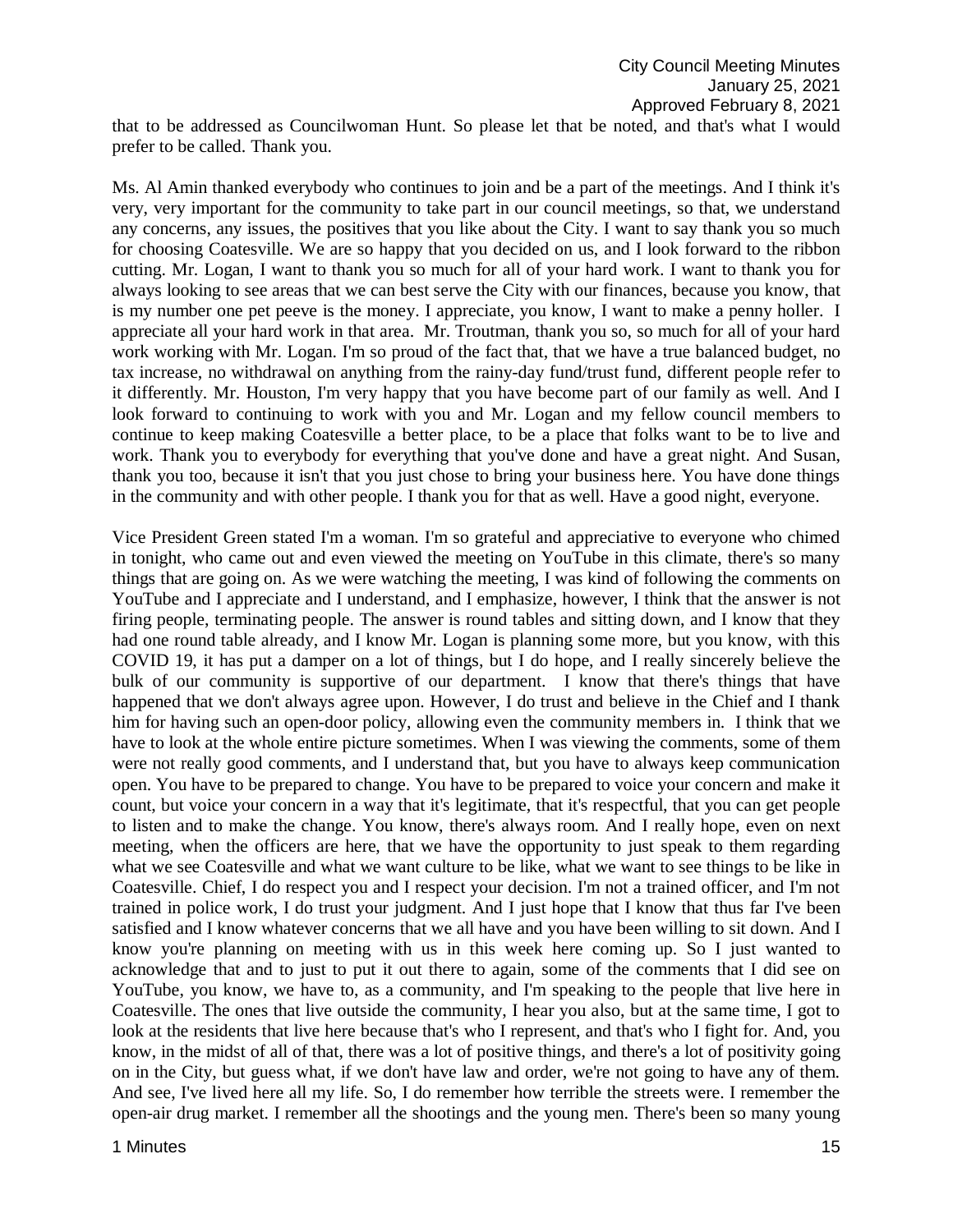that to be addressed as Councilwoman Hunt. So please let that be noted, and that's what I would prefer to be called. Thank you.

Ms. Al Amin thanked everybody who continues to join and be a part of the meetings. And I think it's very, very important for the community to take part in our council meetings, so that, we understand any concerns, any issues, the positives that you like about the City. I want to say thank you so much for choosing Coatesville. We are so happy that you decided on us, and I look forward to the ribbon cutting. Mr. Logan, I want to thank you so much for all of your hard work. I want to thank you for always looking to see areas that we can best serve the City with our finances, because you know, that is my number one pet peeve is the money. I appreciate, you know, I want to make a penny holler. I appreciate all your hard work in that area. Mr. Troutman, thank you so, so much for all of your hard work working with Mr. Logan. I'm so proud of the fact that, that we have a true balanced budget, no tax increase, no withdrawal on anything from the rainy-day fund/trust fund, different people refer to it differently. Mr. Houston, I'm very happy that you have become part of our family as well. And I look forward to continuing to work with you and Mr. Logan and my fellow council members to continue to keep making Coatesville a better place, to be a place that folks want to be to live and work. Thank you to everybody for everything that you've done and have a great night. And Susan, thank you too, because it isn't that you just chose to bring your business here. You have done things in the community and with other people. I thank you for that as well. Have a good night, everyone.

Vice President Green stated I'm a woman. I'm so grateful and appreciative to everyone who chimed in tonight, who came out and even viewed the meeting on YouTube in this climate, there's so many things that are going on. As we were watching the meeting, I was kind of following the comments on YouTube and I appreciate and I understand, and I emphasize, however, I think that the answer is not firing people, terminating people. The answer is round tables and sitting down, and I know that they had one round table already, and I know Mr. Logan is planning some more, but you know, with this COVID 19, it has put a damper on a lot of things, but I do hope, and I really sincerely believe the bulk of our community is supportive of our department. I know that there's things that have happened that we don't always agree upon. However, I do trust and believe in the Chief and I thank him for having such an open-door policy, allowing even the community members in. I think that we have to look at the whole entire picture sometimes. When I was viewing the comments, some of them were not really good comments, and I understand that, but you have to always keep communication open. You have to be prepared to change. You have to be prepared to voice your concern and make it count, but voice your concern in a way that it's legitimate, that it's respectful, that you can get people to listen and to make the change. You know, there's always room. And I really hope, even on next meeting, when the officers are here, that we have the opportunity to just speak to them regarding what we see Coatesville and what we want culture to be like, what we want to see things to be like in Coatesville. Chief, I do respect you and I respect your decision. I'm not a trained officer, and I'm not trained in police work, I do trust your judgment. And I just hope that I know that thus far I've been satisfied and I know whatever concerns that we all have and you have been willing to sit down. And I know you're planning on meeting with us in this week here coming up. So I just wanted to acknowledge that and to just to put it out there to again, some of the comments that I did see on YouTube, you know, we have to, as a community, and I'm speaking to the people that live here in Coatesville. The ones that live outside the community, I hear you also, but at the same time, I got to look at the residents that live here because that's who I represent, and that's who I fight for. And, you know, in the midst of all of that, there was a lot of positive things, and there's a lot of positivity going on in the City, but guess what, if we don't have law and order, we're not going to have any of them. And see, I've lived here all my life. So, I do remember how terrible the streets were. I remember the open-air drug market. I remember all the shootings and the young men. There's been so many young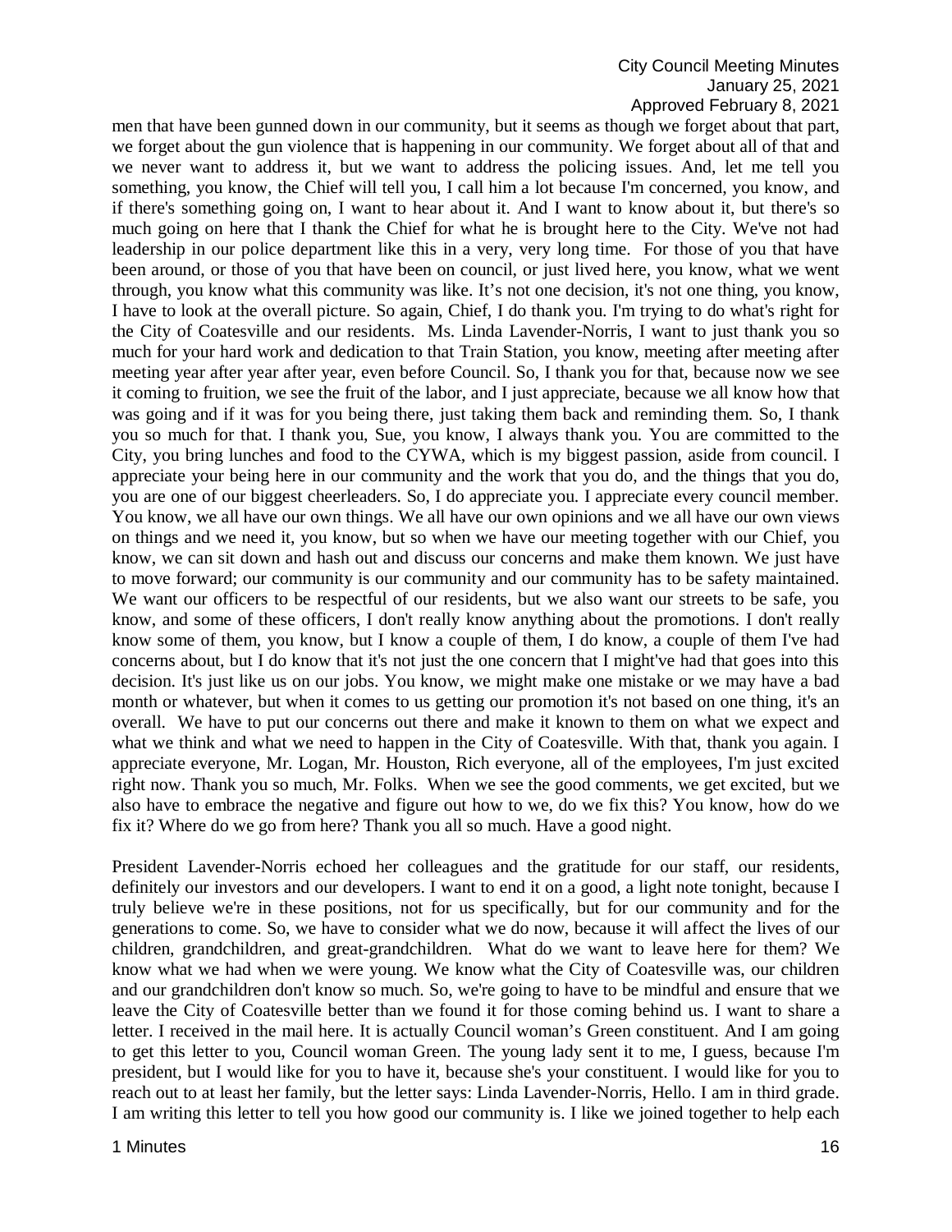men that have been gunned down in our community, but it seems as though we forget about that part, we forget about the gun violence that is happening in our community. We forget about all of that and we never want to address it, but we want to address the policing issues. And, let me tell you something, you know, the Chief will tell you, I call him a lot because I'm concerned, you know, and if there's something going on, I want to hear about it. And I want to know about it, but there's so much going on here that I thank the Chief for what he is brought here to the City. We've not had leadership in our police department like this in a very, very long time. For those of you that have been around, or those of you that have been on council, or just lived here, you know, what we went through, you know what this community was like. It's not one decision, it's not one thing, you know, I have to look at the overall picture. So again, Chief, I do thank you. I'm trying to do what's right for the City of Coatesville and our residents. Ms. Linda Lavender-Norris, I want to just thank you so much for your hard work and dedication to that Train Station, you know, meeting after meeting after meeting year after year after year, even before Council. So, I thank you for that, because now we see it coming to fruition, we see the fruit of the labor, and I just appreciate, because we all know how that was going and if it was for you being there, just taking them back and reminding them. So, I thank you so much for that. I thank you, Sue, you know, I always thank you. You are committed to the City, you bring lunches and food to the CYWA, which is my biggest passion, aside from council. I appreciate your being here in our community and the work that you do, and the things that you do, you are one of our biggest cheerleaders. So, I do appreciate you. I appreciate every council member. You know, we all have our own things. We all have our own opinions and we all have our own views on things and we need it, you know, but so when we have our meeting together with our Chief, you know, we can sit down and hash out and discuss our concerns and make them known. We just have to move forward; our community is our community and our community has to be safety maintained. We want our officers to be respectful of our residents, but we also want our streets to be safe, you know, and some of these officers, I don't really know anything about the promotions. I don't really know some of them, you know, but I know a couple of them, I do know, a couple of them I've had concerns about, but I do know that it's not just the one concern that I might've had that goes into this decision. It's just like us on our jobs. You know, we might make one mistake or we may have a bad month or whatever, but when it comes to us getting our promotion it's not based on one thing, it's an overall. We have to put our concerns out there and make it known to them on what we expect and what we think and what we need to happen in the City of Coatesville. With that, thank you again. I appreciate everyone, Mr. Logan, Mr. Houston, Rich everyone, all of the employees, I'm just excited right now. Thank you so much, Mr. Folks. When we see the good comments, we get excited, but we also have to embrace the negative and figure out how to we, do we fix this? You know, how do we fix it? Where do we go from here? Thank you all so much. Have a good night.

President Lavender-Norris echoed her colleagues and the gratitude for our staff, our residents, definitely our investors and our developers. I want to end it on a good, a light note tonight, because I truly believe we're in these positions, not for us specifically, but for our community and for the generations to come. So, we have to consider what we do now, because it will affect the lives of our children, grandchildren, and great-grandchildren. What do we want to leave here for them? We know what we had when we were young. We know what the City of Coatesville was, our children and our grandchildren don't know so much. So, we're going to have to be mindful and ensure that we leave the City of Coatesville better than we found it for those coming behind us. I want to share a letter. I received in the mail here. It is actually Council woman's Green constituent. And I am going to get this letter to you, Council woman Green. The young lady sent it to me, I guess, because I'm president, but I would like for you to have it, because she's your constituent. I would like for you to reach out to at least her family, but the letter says: Linda Lavender-Norris, Hello. I am in third grade. I am writing this letter to tell you how good our community is. I like we joined together to help each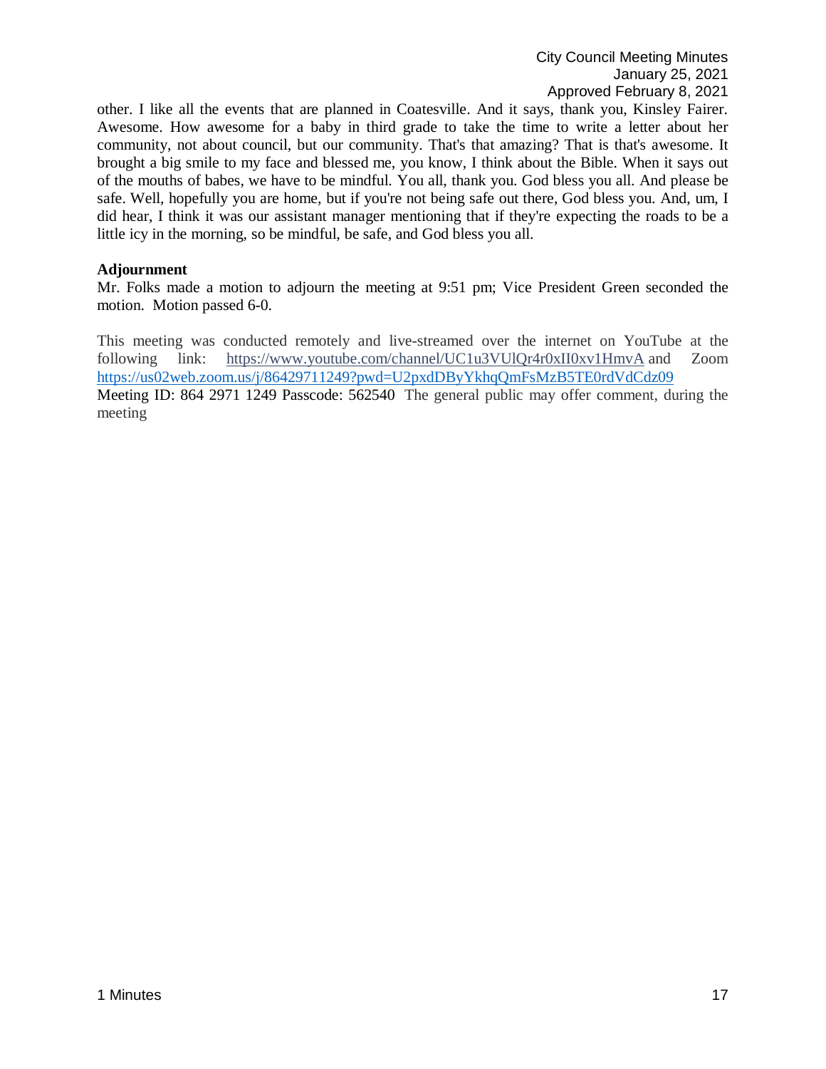other. I like all the events that are planned in Coatesville. And it says, thank you, Kinsley Fairer. Awesome. How awesome for a baby in third grade to take the time to write a letter about her community, not about council, but our community. That's that amazing? That is that's awesome. It brought a big smile to my face and blessed me, you know, I think about the Bible. When it says out of the mouths of babes, we have to be mindful. You all, thank you. God bless you all. And please be safe. Well, hopefully you are home, but if you're not being safe out there, God bless you. And, um, I did hear, I think it was our assistant manager mentioning that if they're expecting the roads to be a little icy in the morning, so be mindful, be safe, and God bless you all.

**Adjournment**

Mr. Folks made a motion to adjourn the meeting at 9:51 pm; Vice President Green seconded the motion. Motion passed 6-0.

This meeting was conducted remotely and live-streamed over the internet on YouTube at the following link: https://www.youtube.com/channel/UC1u3VUlQr4r0xII0xv1HmvA and Zoom https://us02web.zoom.us/j/86429711249?pwd=U2pxdDByYkhqQmFsMzB5TE0rdVdCdz09
Meeting ID: 864 2971 1249 Passcode: 562540 The general public may offer comment, during the meeting